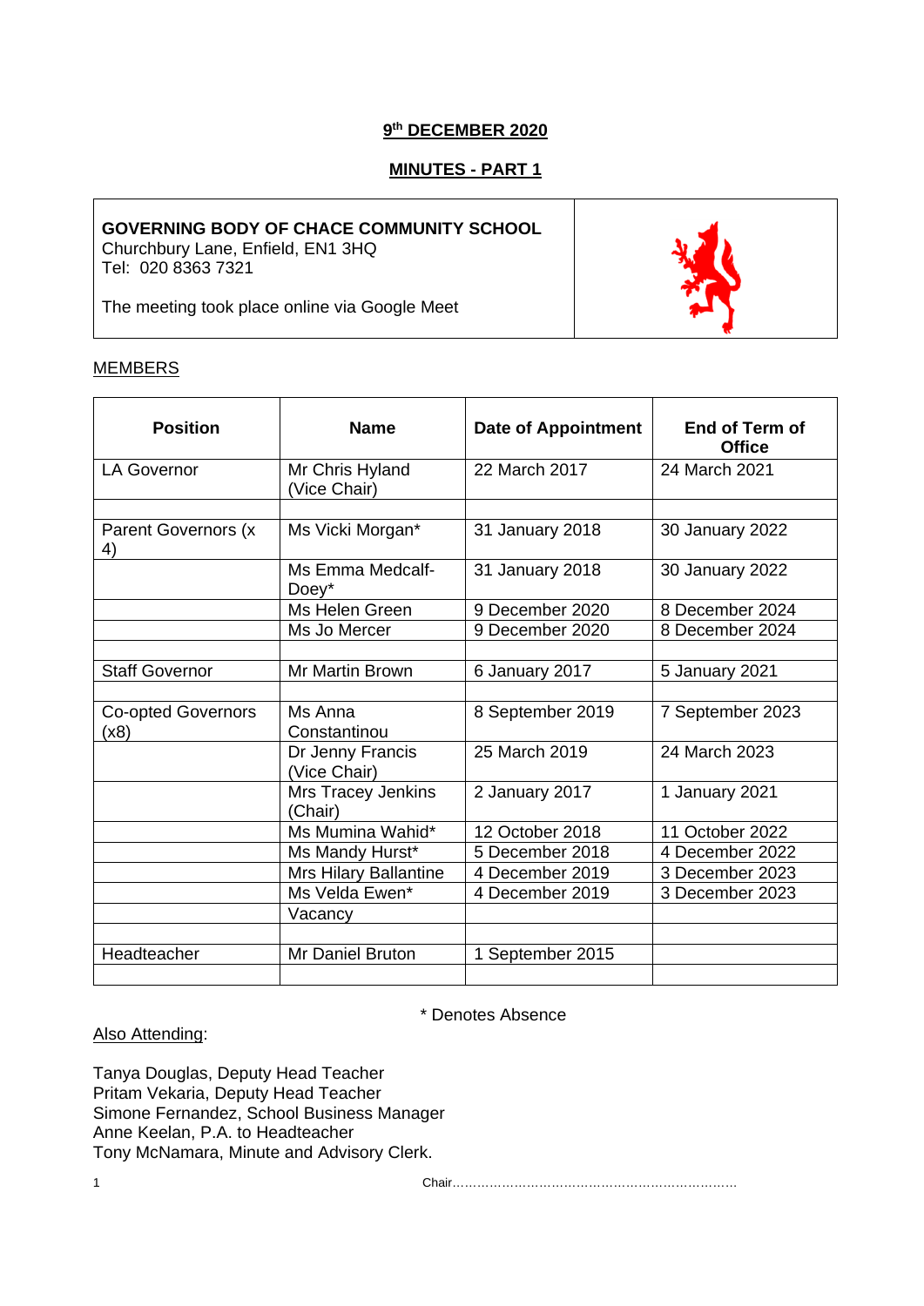**9th DECEMBER 2020**

**MINUTES - PART 1**

| **GOVERNING BODY OF CHACE COMMUNITY SCHOOL**<br>Churchbury Lane, Enfield, EN1 3HQ<br>Tel: 020 8363 7321<br><br>The meeting took place online via Google Meet | |
|---|---|

MEMBERS

| Position | Name | Date of Appointment | End of Term of Office |
|---|---|---|---|
| LA Governor | Mr Chris Hyland (Vice Chair) | 22 March 2017 | 24 March 2021 |
| | | | |
| Parent Governors (x 4) | Ms Vicki Morgan* | 31 January 2018 | 30 January 2022 |
| | Ms Emma Medcalf-Doey* | 31 January 2018 | 30 January 2022 |
| | Ms Helen Green | 9 December 2020 | 8 December 2024 |
| | Ms Jo Mercer | 9 December 2020 | 8 December 2024 |
| | | | |
| Staff Governor | Mr Martin Brown | 6 January 2017 | 5 January 2021 |
| | | | |
| Co-opted Governors (x8) | Ms Anna Constantinou | 8 September 2019 | 7 September 2023 |
| | Dr Jenny Francis (Vice Chair) | 25 March 2019 | 24 March 2023 |
| | Mrs Tracey Jenkins (Chair) | 2 January 2017 | 1 January 2021 |
| | Ms Mumina Wahid* | 12 October 2018 | 11 October 2022 |
| | Ms Mandy Hurst* | 5 December 2018 | 4 December 2022 |
| | Mrs Hilary Ballantine | 4 December 2019 | 3 December 2023 |
| | Ms Velda Ewen* | 4 December 2019 | 3 December 2023 |
| | Vacancy | | |
| | | | |
| Headteacher | Mr Daniel Bruton | 1 September 2015 | |
| | | | |

\* Denotes Absence

Also Attending:

Tanya Douglas, Deputy Head Teacher
Pritam Vekaria, Deputy Head Teacher
Simone Fernandez, School Business Manager
Anne Keelan, P.A. to Headteacher
Tony McNamara, Minute and Advisory Clerk.

Chair……………………………………………………………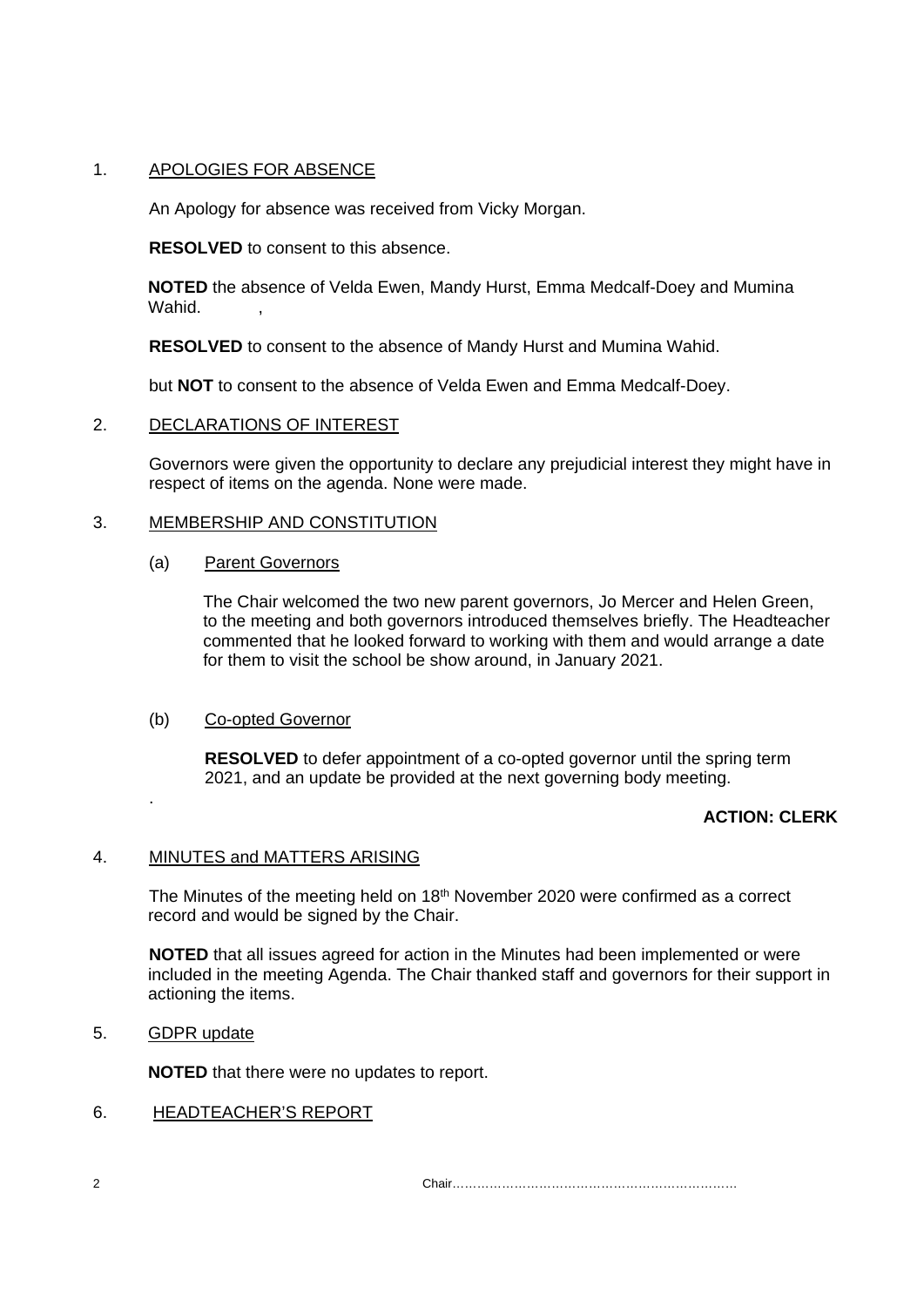1. APOLOGIES FOR ABSENCE

An Apology for absence was received from Vicky Morgan.

**RESOLVED** to consent to this absence.

**NOTED** the absence of Velda Ewen, Mandy Hurst, Emma Medcalf-Doey and Mumina Wahid. ,

**RESOLVED** to consent to the absence of Mandy Hurst and Mumina Wahid.

but **NOT** to consent to the absence of Velda Ewen and Emma Medcalf-Doey.

2. DECLARATIONS OF INTEREST

Governors were given the opportunity to declare any prejudicial interest they might have in respect of items on the agenda. None were made.

3. MEMBERSHIP AND CONSTITUTION

(a) Parent Governors

The Chair welcomed the two new parent governors, Jo Mercer and Helen Green, to the meeting and both governors introduced themselves briefly. The Headteacher commented that he looked forward to working with them and would arrange a date for them to visit the school be show around, in January 2021.

(b) Co-opted Governor

**RESOLVED** to defer appointment of a co-opted governor until the spring term 2021, and an update be provided at the next governing body meeting.

.

**ACTION: CLERK**

4. MINUTES and MATTERS ARISING

The Minutes of the meeting held on 18th November 2020 were confirmed as a correct record and would be signed by the Chair.

**NOTED** that all issues agreed for action in the Minutes had been implemented or were included in the meeting Agenda. The Chair thanked staff and governors for their support in actioning the items.

5. GDPR update

**NOTED** that there were no updates to report.

6. HEADTEACHER'S REPORT

Chair……………………………………………………………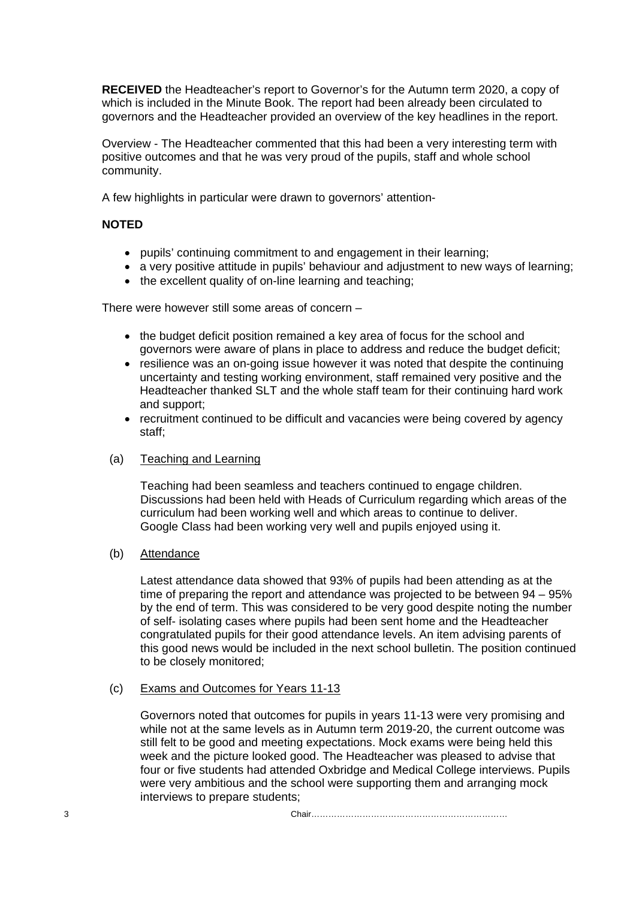**RECEIVED** the Headteacher's report to Governor's for the Autumn term 2020, a copy of which is included in the Minute Book. The report had been already been circulated to governors and the Headteacher provided an overview of the key headlines in the report.

Overview - The Headteacher commented that this had been a very interesting term with positive outcomes and that he was very proud of the pupils, staff and whole school community.

A few highlights in particular were drawn to governors' attention-

**NOTED**

- pupils' continuing commitment to and engagement in their learning;
- a very positive attitude in pupils' behaviour and adjustment to new ways of learning;
- the excellent quality of on-line learning and teaching;

There were however still some areas of concern –

- the budget deficit position remained a key area of focus for the school and governors were aware of plans in place to address and reduce the budget deficit;
- resilience was an on-going issue however it was noted that despite the continuing uncertainty and testing working environment, staff remained very positive and the Headteacher thanked SLT and the whole staff team for their continuing hard work and support;
- recruitment continued to be difficult and vacancies were being covered by agency staff;

(a) Teaching and Learning

Teaching had been seamless and teachers continued to engage children. Discussions had been held with Heads of Curriculum regarding which areas of the curriculum had been working well and which areas to continue to deliver. Google Class had been working very well and pupils enjoyed using it.

(b) Attendance

Latest attendance data showed that 93% of pupils had been attending as at the time of preparing the report and attendance was projected to be between 94 – 95% by the end of term. This was considered to be very good despite noting the number of self- isolating cases where pupils had been sent home and the Headteacher congratulated pupils for their good attendance levels. An item advising parents of this good news would be included in the next school bulletin. The position continued to be closely monitored;

(c) Exams and Outcomes for Years 11-13

Governors noted that outcomes for pupils in years 11-13 were very promising and while not at the same levels as in Autumn term 2019-20, the current outcome was still felt to be good and meeting expectations. Mock exams were being held this week and the picture looked good. The Headteacher was pleased to advise that four or five students had attended Oxbridge and Medical College interviews. Pupils were very ambitious and the school were supporting them and arranging mock interviews to prepare students;

Chair……………………………………………………………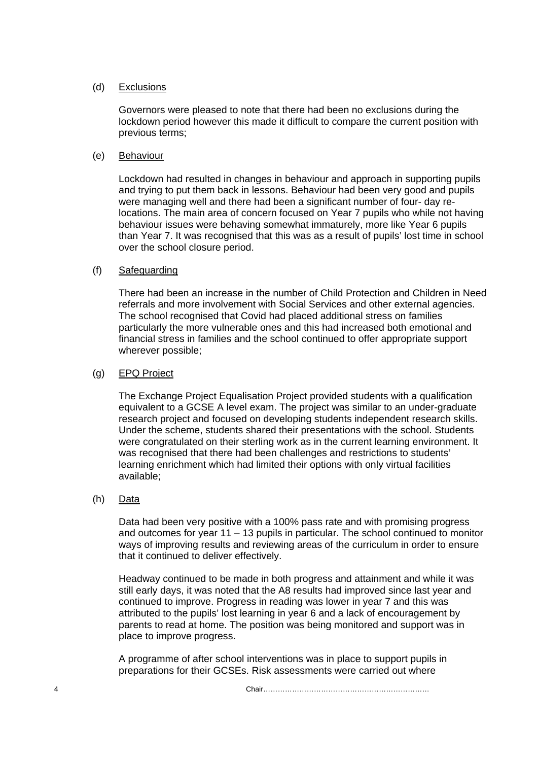(d) <u>Exclusions</u>

Governors were pleased to note that there had been no exclusions during the lockdown period however this made it difficult to compare the current position with previous terms;

(e) <u>Behaviour</u>

Lockdown had resulted in changes in behaviour and approach in supporting pupils and trying to put them back in lessons. Behaviour had been very good and pupils were managing well and there had been a significant number of four- day re-locations. The main area of concern focused on Year 7 pupils who while not having behaviour issues were behaving somewhat immaturely, more like Year 6 pupils than Year 7. It was recognised that this was as a result of pupils' lost time in school over the school closure period.

(f) <u>Safeguarding</u>

There had been an increase in the number of Child Protection and Children in Need referrals and more involvement with Social Services and other external agencies. The school recognised that Covid had placed additional stress on families particularly the more vulnerable ones and this had increased both emotional and financial stress in families and the school continued to offer appropriate support wherever possible;

(g) <u>EPQ Project</u>

The Exchange Project Equalisation Project provided students with a qualification equivalent to a GCSE A level exam. The project was similar to an under-graduate research project and focused on developing students independent research skills. Under the scheme, students shared their presentations with the school. Students were congratulated on their sterling work as in the current learning environment. It was recognised that there had been challenges and restrictions to students' learning enrichment which had limited their options with only virtual facilities available;

(h) <u>Data</u>

Data had been very positive with a 100% pass rate and with promising progress and outcomes for year 11 – 13 pupils in particular. The school continued to monitor ways of improving results and reviewing areas of the curriculum in order to ensure that it continued to deliver effectively.

Headway continued to be made in both progress and attainment and while it was still early days, it was noted that the A8 results had improved since last year and continued to improve. Progress in reading was lower in year 7 and this was attributed to the pupils' lost learning in year 6 and a lack of encouragement by parents to read at home. The position was being monitored and support was in place to improve progress.

A programme of after school interventions was in place to support pupils in preparations for their GCSEs. Risk assessments were carried out where

Chair……………………………………………………………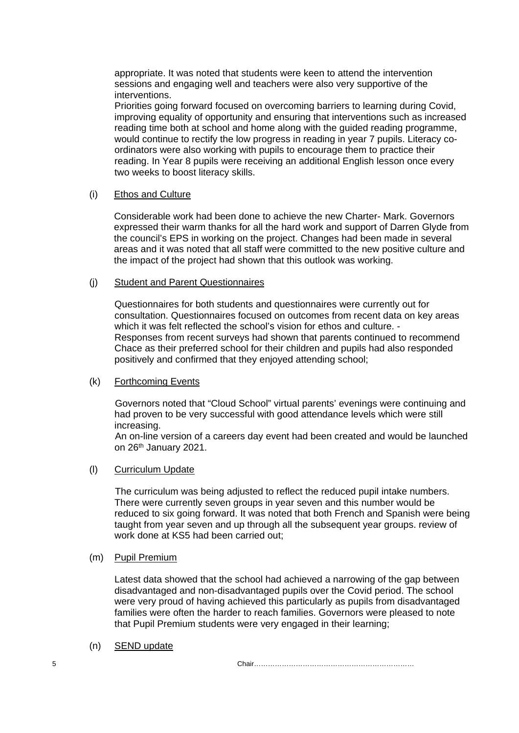appropriate. It was noted that students were keen to attend the intervention sessions and engaging well and teachers were also very supportive of the interventions.

Priorities going forward focused on overcoming barriers to learning during Covid, improving equality of opportunity and ensuring that interventions such as increased reading time both at school and home along with the guided reading programme, would continue to rectify the low progress in reading in year 7 pupils. Literacy co-ordinators were also working with pupils to encourage them to practice their reading. In Year 8 pupils were receiving an additional English lesson once every two weeks to boost literacy skills.

(i) Ethos and Culture

Considerable work had been done to achieve the new Charter- Mark. Governors expressed their warm thanks for all the hard work and support of Darren Glyde from the council's EPS in working on the project. Changes had been made in several areas and it was noted that all staff were committed to the new positive culture and the impact of the project had shown that this outlook was working.

(j) Student and Parent Questionnaires

Questionnaires for both students and questionnaires were currently out for consultation. Questionnaires focused on outcomes from recent data on key areas which it was felt reflected the school's vision for ethos and culture. -

Responses from recent surveys had shown that parents continued to recommend Chace as their preferred school for their children and pupils had also responded positively and confirmed that they enjoyed attending school;

(k) Forthcoming Events

Governors noted that "Cloud School" virtual parents' evenings were continuing and had proven to be very successful with good attendance levels which were still increasing.

An on-line version of a careers day event had been created and would be launched on 26th January 2021.

(l) Curriculum Update

The curriculum was being adjusted to reflect the reduced pupil intake numbers. There were currently seven groups in year seven and this number would be reduced to six going forward. It was noted that both French and Spanish were being taught from year seven and up through all the subsequent year groups. review of work done at KS5 had been carried out;

(m) Pupil Premium

Latest data showed that the school had achieved a narrowing of the gap between disadvantaged and non-disadvantaged pupils over the Covid period. The school were very proud of having achieved this particularly as pupils from disadvantaged families were often the harder to reach families. Governors were pleased to note that Pupil Premium students were very engaged in their learning;

(n) SEND update

Chair……………………………………………………………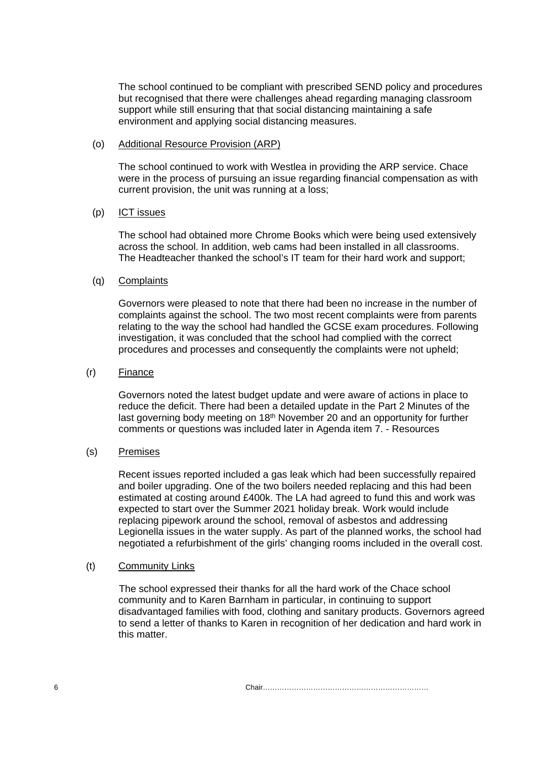The school continued to be compliant with prescribed SEND policy and procedures but recognised that there were challenges ahead regarding managing classroom support while still ensuring that that social distancing maintaining a safe environment and applying social distancing measures.

(o) <u>Additional Resource Provision (ARP)</u>

The school continued to work with Westlea in providing the ARP service. Chace were in the process of pursuing an issue regarding financial compensation as with current provision, the unit was running at a loss;

(p) <u>ICT issues</u>

The school had obtained more Chrome Books which were being used extensively across the school. In addition, web cams had been installed in all classrooms. The Headteacher thanked the school's IT team for their hard work and support;

(q) <u>Complaints</u>

Governors were pleased to note that there had been no increase in the number of complaints against the school. The two most recent complaints were from parents relating to the way the school had handled the GCSE exam procedures. Following investigation, it was concluded that the school had complied with the correct procedures and processes and consequently the complaints were not upheld;

(r) <u>Finance</u>

Governors noted the latest budget update and were aware of actions in place to reduce the deficit. There had been a detailed update in the Part 2 Minutes of the last governing body meeting on 18th November 20 and an opportunity for further comments or questions was included later in Agenda item 7. - Resources

(s) <u>Premises</u>

Recent issues reported included a gas leak which had been successfully repaired and boiler upgrading. One of the two boilers needed replacing and this had been estimated at costing around £400k. The LA had agreed to fund this and work was expected to start over the Summer 2021 holiday break. Work would include replacing pipework around the school, removal of asbestos and addressing Legionella issues in the water supply. As part of the planned works, the school had negotiated a refurbishment of the girls' changing rooms included in the overall cost.

(t) <u>Community Links</u>

The school expressed their thanks for all the hard work of the Chace school community and to Karen Barnham in particular, in continuing to support disadvantaged families with food, clothing and sanitary products. Governors agreed to send a letter of thanks to Karen in recognition of her dedication and hard work in this matter.

Chair……………………………………………………………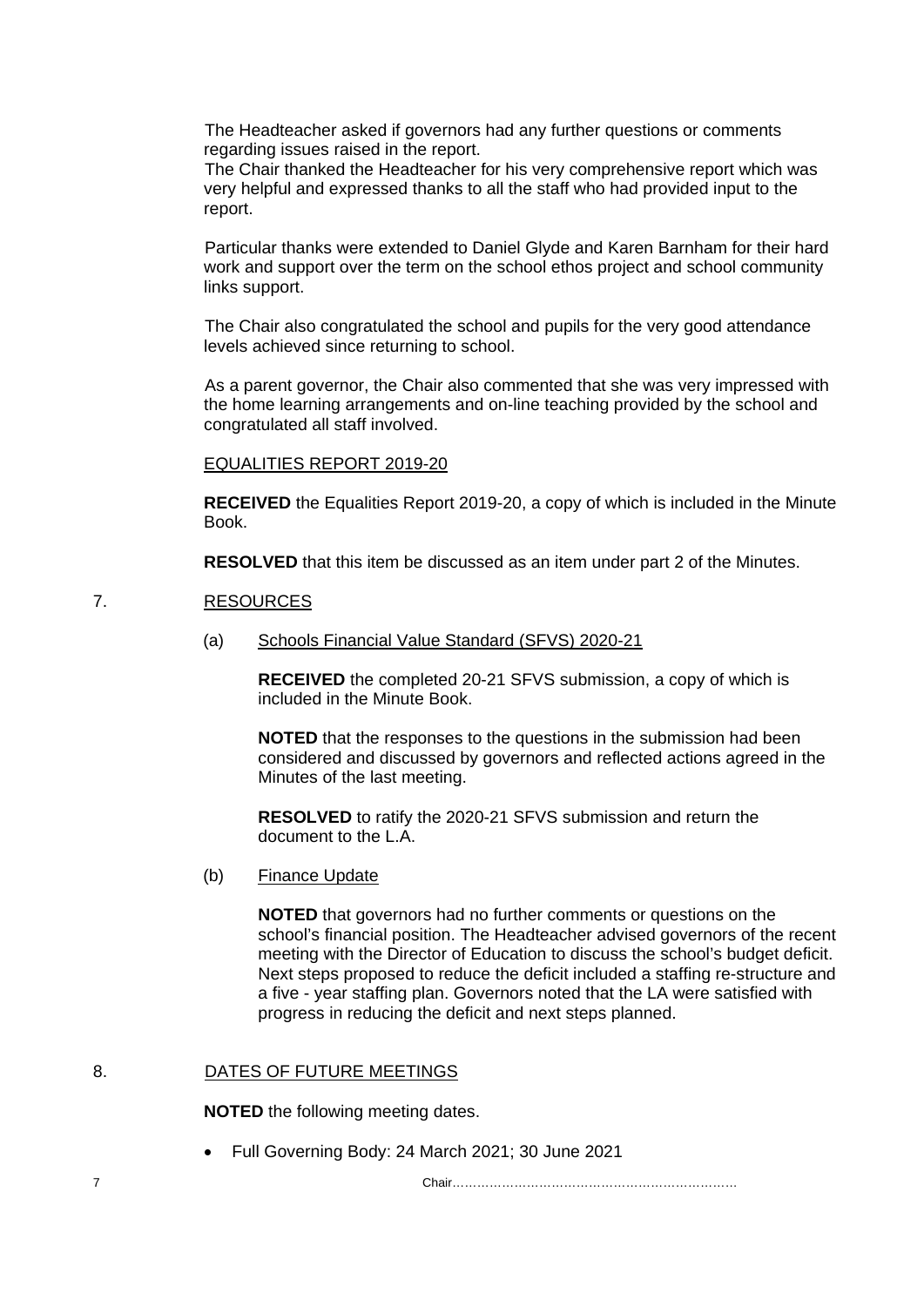The Headteacher asked if governors had any further questions or comments regarding issues raised in the report.
The Chair thanked the Headteacher for his very comprehensive report which was very helpful and expressed thanks to all the staff who had provided input to the report.

Particular thanks were extended to Daniel Glyde and Karen Barnham for their hard work and support over the term on the school ethos project and school community links support.

The Chair also congratulated the school and pupils for the very good attendance levels achieved since returning to school.

As a parent governor, the Chair also commented that she was very impressed with the home learning arrangements and on-line teaching provided by the school and congratulated all staff involved.

EQUALITIES REPORT 2019-20

**RECEIVED** the Equalities Report 2019-20, a copy of which is included in the Minute Book.

**RESOLVED** that this item be discussed as an item under part 2 of the Minutes.

7. RESOURCES

(a) Schools Financial Value Standard (SFVS) 2020-21

**RECEIVED** the completed 20-21 SFVS submission, a copy of which is included in the Minute Book.

**NOTED** that the responses to the questions in the submission had been considered and discussed by governors and reflected actions agreed in the Minutes of the last meeting.

**RESOLVED** to ratify the 2020-21 SFVS submission and return the document to the L.A.

(b) Finance Update

**NOTED** that governors had no further comments or questions on the school's financial position. The Headteacher advised governors of the recent meeting with the Director of Education to discuss the school's budget deficit. Next steps proposed to reduce the deficit included a staffing re-structure and a five - year staffing plan. Governors noted that the LA were satisfied with progress in reducing the deficit and next steps planned.

8. DATES OF FUTURE MEETINGS

**NOTED** the following meeting dates.

- Full Governing Body: 24 March 2021; 30 June 2021

Chair……………………………………………………………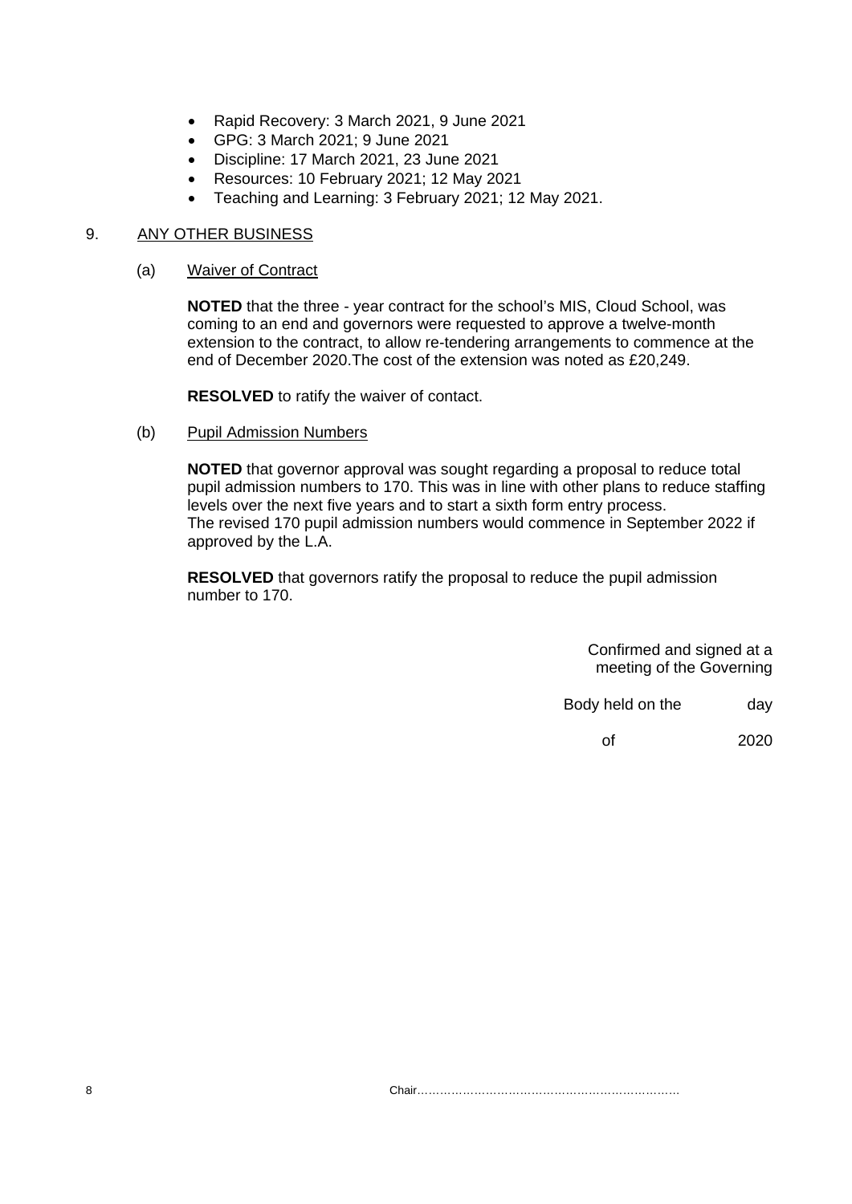- Rapid Recovery: 3 March 2021, 9 June 2021
- GPG: 3 March 2021; 9 June 2021
- Discipline: 17 March 2021, 23 June 2021
- Resources: 10 February 2021; 12 May 2021
- Teaching and Learning: 3 February 2021; 12 May 2021.

9. ANY OTHER BUSINESS

(a) Waiver of Contract

**NOTED** that the three - year contract for the school's MIS, Cloud School, was coming to an end and governors were requested to approve a twelve-month extension to the contract, to allow re-tendering arrangements to commence at the end of December 2020.The cost of the extension was noted as £20,249.

**RESOLVED** to ratify the waiver of contact.

(b) Pupil Admission Numbers

**NOTED** that governor approval was sought regarding a proposal to reduce total pupil admission numbers to 170. This was in line with other plans to reduce staffing levels over the next five years and to start a sixth form entry process.
The revised 170 pupil admission numbers would commence in September 2022 if approved by the L.A.

**RESOLVED** that governors ratify the proposal to reduce the pupil admission number to 170.

Confirmed and signed at a meeting of the Governing

Body held on the day

of 2020

Chair………………………………………………………….